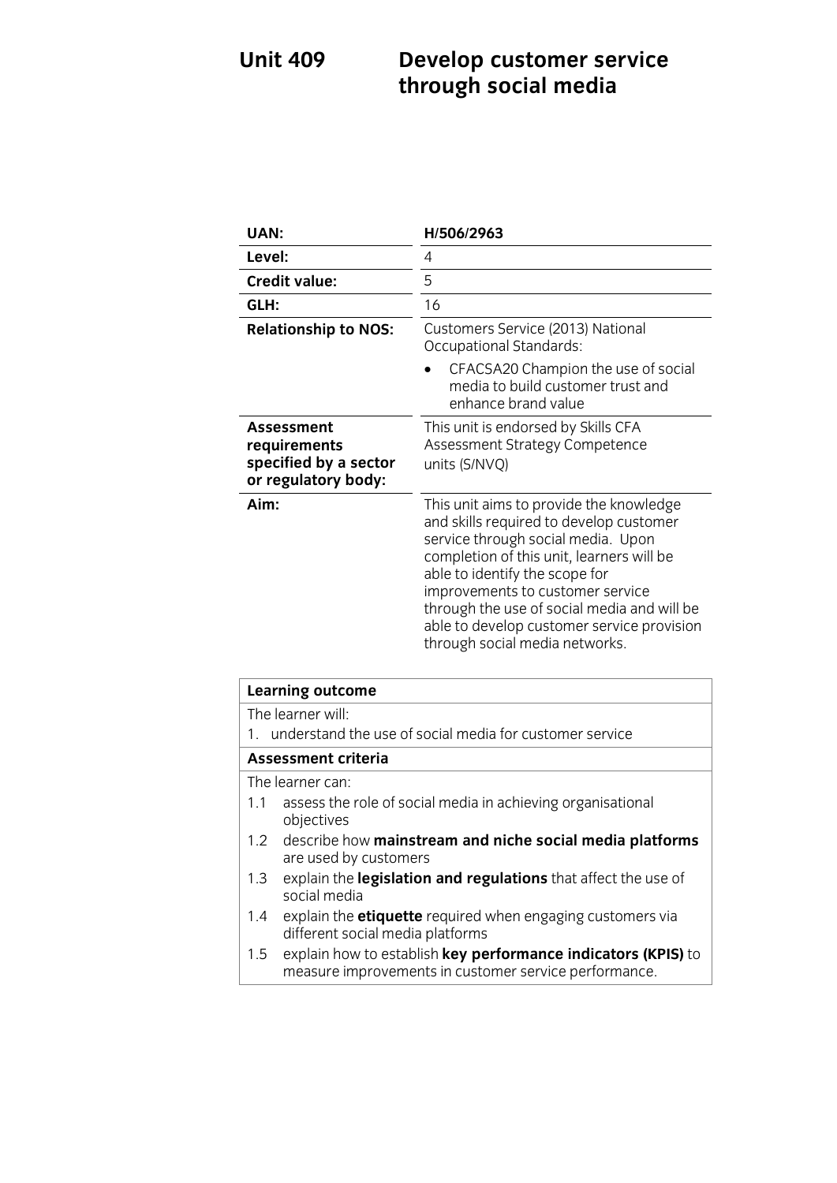# Unit 409 Develop customer service through social media

| | |
|---|---|
| **UAN:** | **H/506/2963** |
| **Level:** | 4 |
| **Credit value:** | 5 |
| **GLH:** | 16 |
| **Relationship to NOS:** | Customers Service (2013) National Occupational Standards:<br>• CFACSA20 Champion the use of social media to build customer trust and enhance brand value |
| **Assessment requirements specified by a sector or regulatory body:** | This unit is endorsed by Skills CFA Assessment Strategy Competence units (S/NVQ) |
| **Aim:** | This unit aims to provide the knowledge and skills required to develop customer service through social media. Upon completion of this unit, learners will be able to identify the scope for improvements to customer service through the use of social media and will be able to develop customer service provision through social media networks. |

**Learning outcome**

The learner will:

1. understand the use of social media for customer service

**Assessment criteria**

The learner can:

1.1 assess the role of social media in achieving organisational objectives

1.2 describe how **mainstream and niche social media platforms** are used by customers

1.3 explain the **legislation and regulations** that affect the use of social media

1.4 explain the **etiquette** required when engaging customers via different social media platforms

1.5 explain how to establish **key performance indicators (KPIS)** to measure improvements in customer service performance.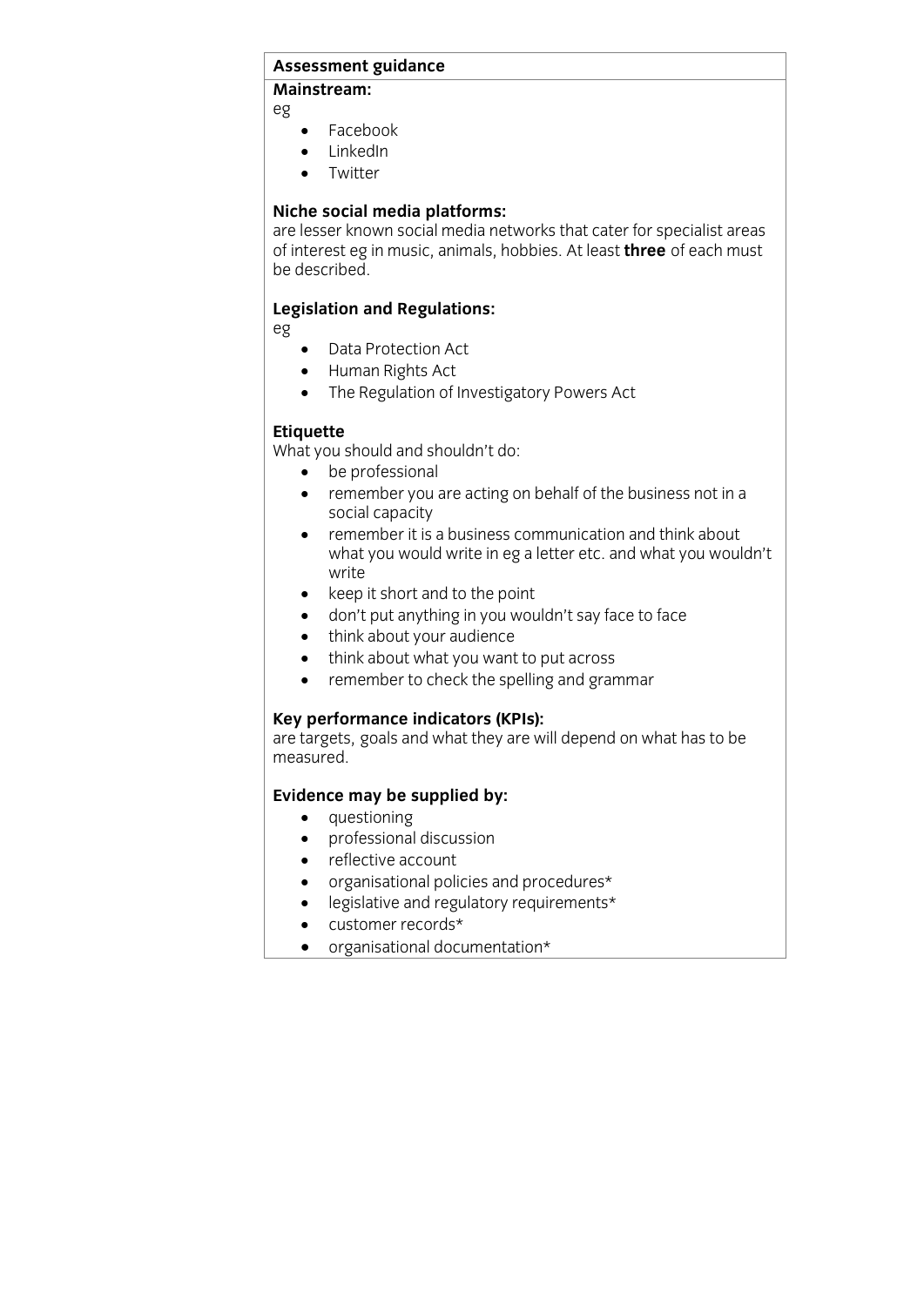**Assessment guidance**

**Mainstream:**

eg

- Facebook
- LinkedIn
- Twitter

**Niche social media platforms:**

are lesser known social media networks that cater for specialist areas of interest eg in music, animals, hobbies. At least **three** of each must be described.

**Legislation and Regulations:**

eg

- Data Protection Act
- Human Rights Act
- The Regulation of Investigatory Powers Act

**Etiquette**

What you should and shouldn't do:

- be professional
- remember you are acting on behalf of the business not in a social capacity
- remember it is a business communication and think about what you would write in eg a letter etc. and what you wouldn't write
- keep it short and to the point
- don't put anything in you wouldn't say face to face
- think about your audience
- think about what you want to put across
- remember to check the spelling and grammar

**Key performance indicators (KPIs):**

are targets, goals and what they are will depend on what has to be measured.

**Evidence may be supplied by:**

- questioning
- professional discussion
- reflective account
- organisational policies and procedures*
- legislative and regulatory requirements*
- customer records*
- organisational documentation*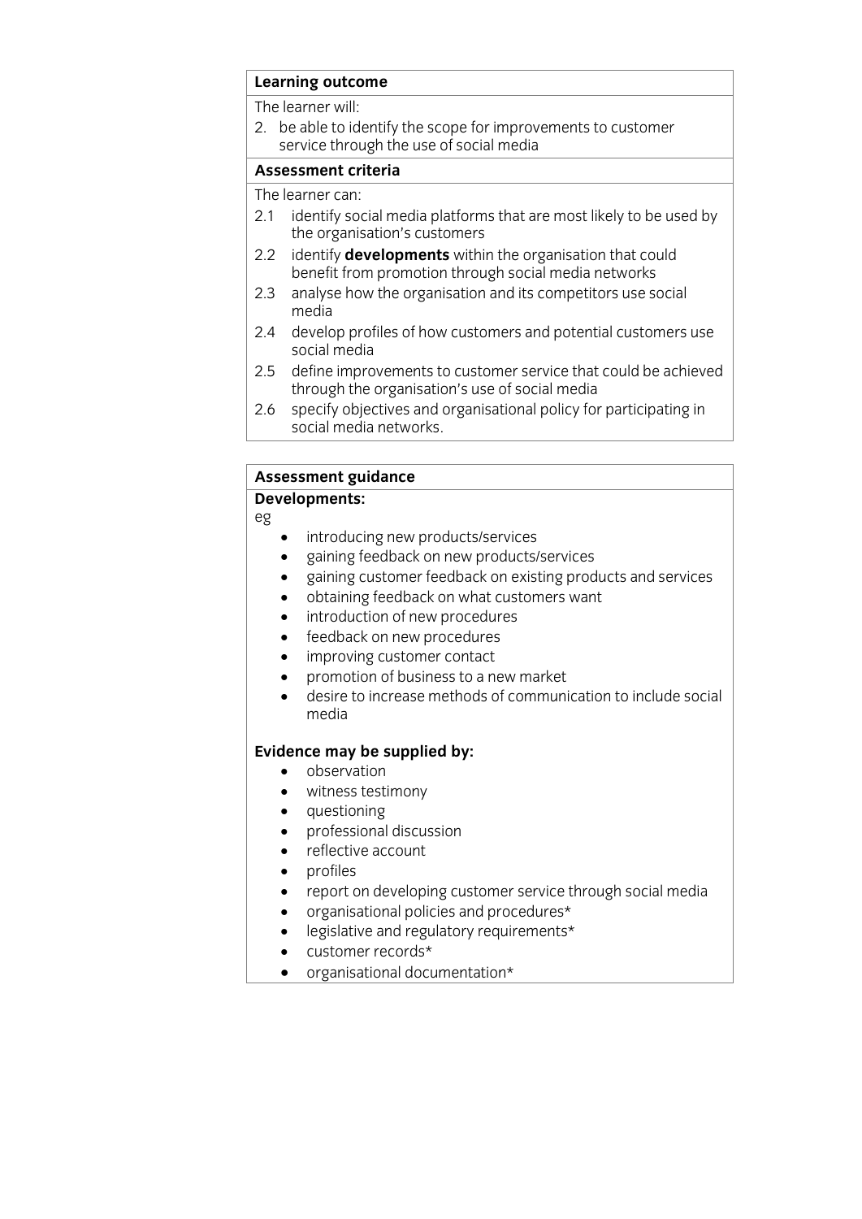**Learning outcome**

The learner will:

2. be able to identify the scope for improvements to customer service through the use of social media

**Assessment criteria**

The learner can:

2.1 identify social media platforms that are most likely to be used by the organisation's customers
2.2 identify **developments** within the organisation that could benefit from promotion through social media networks
2.3 analyse how the organisation and its competitors use social media
2.4 develop profiles of how customers and potential customers use social media
2.5 define improvements to customer service that could be achieved through the organisation's use of social media
2.6 specify objectives and organisational policy for participating in social media networks.

**Assessment guidance**

**Developments:**

eg

- introducing new products/services
- gaining feedback on new products/services
- gaining customer feedback on existing products and services
- obtaining feedback on what customers want
- introduction of new procedures
- feedback on new procedures
- improving customer contact
- promotion of business to a new market
- desire to increase methods of communication to include social media

**Evidence may be supplied by:**

- observation
- witness testimony
- questioning
- professional discussion
- reflective account
- profiles
- report on developing customer service through social media
- organisational policies and procedures*
- legislative and regulatory requirements*
- customer records*
- organisational documentation*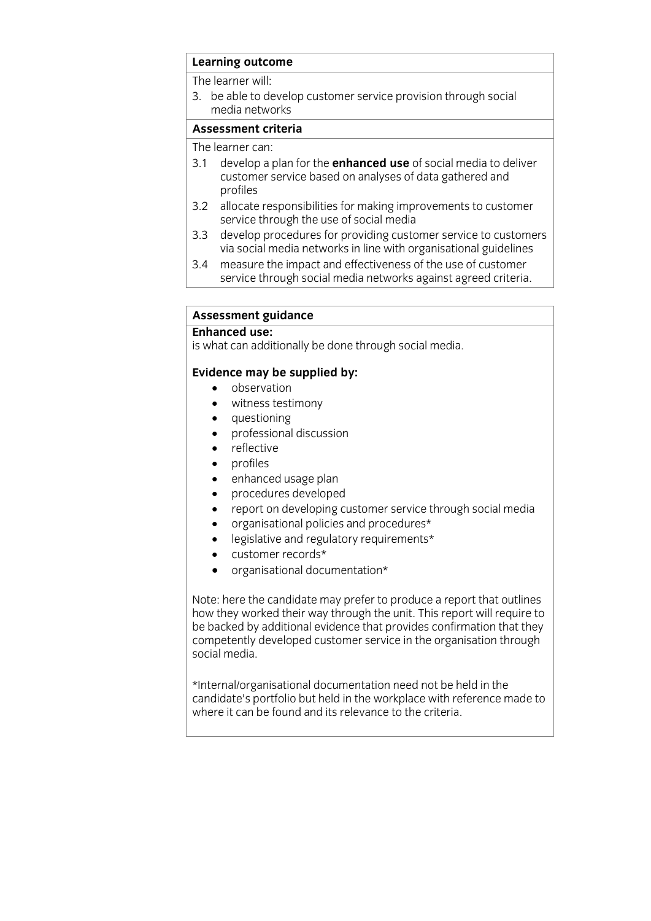**Learning outcome**

The learner will:

3. be able to develop customer service provision through social media networks

**Assessment criteria**

The learner can:

3.1 develop a plan for the **enhanced use** of social media to deliver customer service based on analyses of data gathered and profiles

3.2 allocate responsibilities for making improvements to customer service through the use of social media

3.3 develop procedures for providing customer service to customers via social media networks in line with organisational guidelines

3.4 measure the impact and effectiveness of the use of customer service through social media networks against agreed criteria.

**Assessment guidance**

**Enhanced use:**
is what can additionally be done through social media.

**Evidence may be supplied by:**

- observation
- witness testimony
- questioning
- professional discussion
- reflective
- profiles
- enhanced usage plan
- procedures developed
- report on developing customer service through social media
- organisational policies and procedures*
- legislative and regulatory requirements*
- customer records*
- organisational documentation*

Note: here the candidate may prefer to produce a report that outlines how they worked their way through the unit. This report will require to be backed by additional evidence that provides confirmation that they competently developed customer service in the organisation through social media.

*Internal/organisational documentation need not be held in the candidate's portfolio but held in the workplace with reference made to where it can be found and its relevance to the criteria.